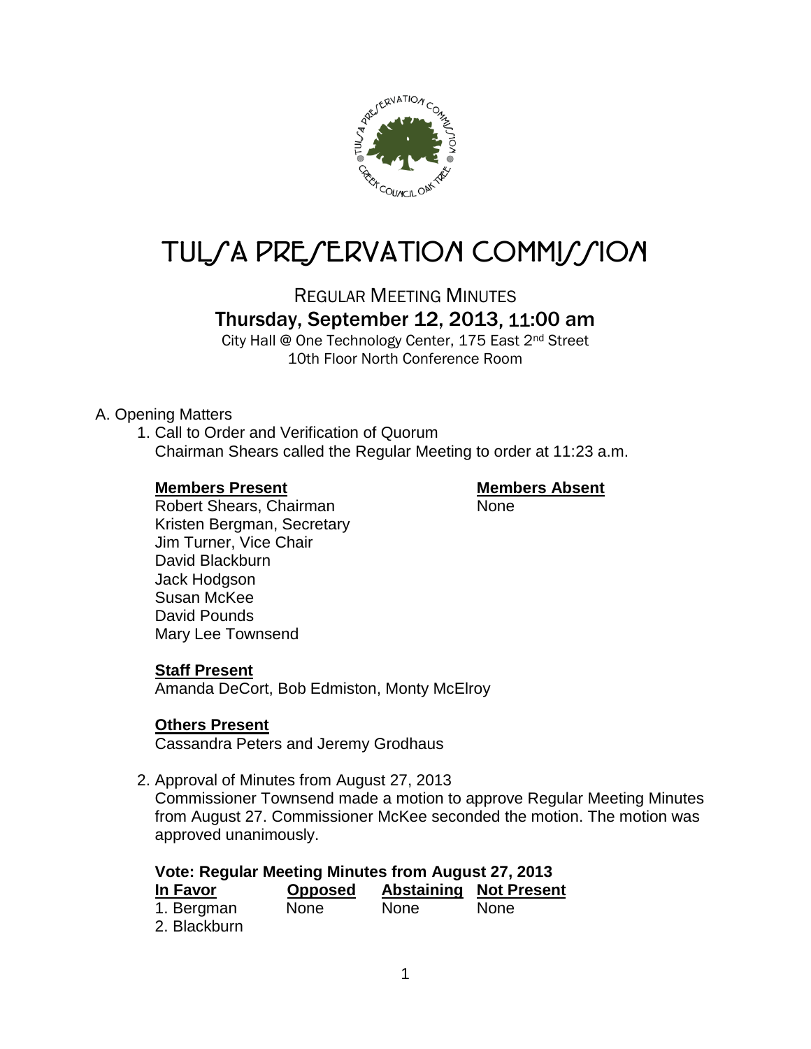# TULSA PRESERVATION COMMISSION

## REGULAR MEETING MINUTES

### Thursday, September 12, 2013, 11:00 am

City Hall @ One Technology Center, 175 East 2nd Street
10th Floor North Conference Room

A. Opening Matters

1. Call to Order and Verification of Quorum
   Chairman Shears called the Regular Meeting to order at 11:23 a.m.

| **Members Present** | **Members Absent** |
|---|---|
| Robert Shears, Chairman | None |
| Kristen Bergman, Secretary | |
| Jim Turner, Vice Chair | |
| David Blackburn | |
| Jack Hodgson | |
| Susan McKee | |
| David Pounds | |
| Mary Lee Townsend | |

**Staff Present**

Amanda DeCort, Bob Edmiston, Monty McElroy

**Others Present**

Cassandra Peters and Jeremy Grodhaus

2. Approval of Minutes from August 27, 2013
   Commissioner Townsend made a motion to approve Regular Meeting Minutes from August 27. Commissioner McKee seconded the motion. The motion was approved unanimously.

**Vote: Regular Meeting Minutes from August 27, 2013**

| In Favor | Opposed | Abstaining | Not Present |
|---|---|---|---|
| 1. Bergman | None | None | None |
| 2. Blackburn | | | |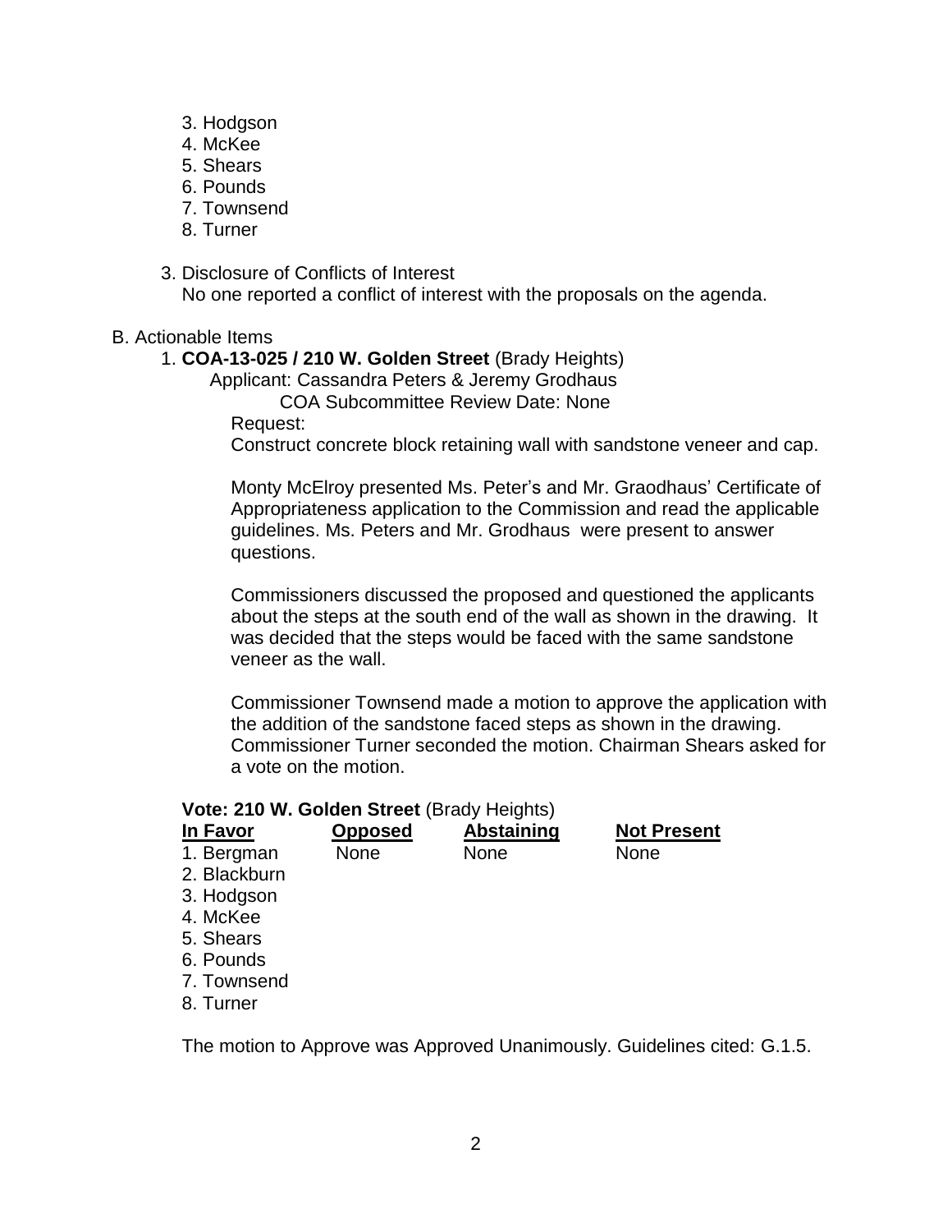3. Hodgson
4. McKee
5. Shears
6. Pounds
7. Townsend
8. Turner

3. Disclosure of Conflicts of Interest
   No one reported a conflict of interest with the proposals on the agenda.

B. Actionable Items

1. **COA-13-025 / 210 W. Golden Street** (Brady Heights)
   Applicant: Cassandra Peters & Jeremy Grodhaus
   COA Subcommittee Review Date: None
   Request:
   Construct concrete block retaining wall with sandstone veneer and cap.

   Monty McElroy presented Ms. Peter's and Mr. Graodhaus' Certificate of Appropriateness application to the Commission and read the applicable guidelines. Ms. Peters and Mr. Grodhaus were present to answer questions.

   Commissioners discussed the proposed and questioned the applicants about the steps at the south end of the wall as shown in the drawing. It was decided that the steps would be faced with the same sandstone veneer as the wall.

   Commissioner Townsend made a motion to approve the application with the addition of the sandstone faced steps as shown in the drawing. Commissioner Turner seconded the motion. Chairman Shears asked for a vote on the motion.

**Vote: 210 W. Golden Street** (Brady Heights)

| In Favor | Opposed | Abstaining | Not Present |
|---|---|---|---|
| 1. Bergman | None | None | None |
| 2. Blackburn | | | |
| 3. Hodgson | | | |
| 4. McKee | | | |
| 5. Shears | | | |
| 6. Pounds | | | |
| 7. Townsend | | | |
| 8. Turner | | | |

The motion to Approve was Approved Unanimously. Guidelines cited: G.1.5.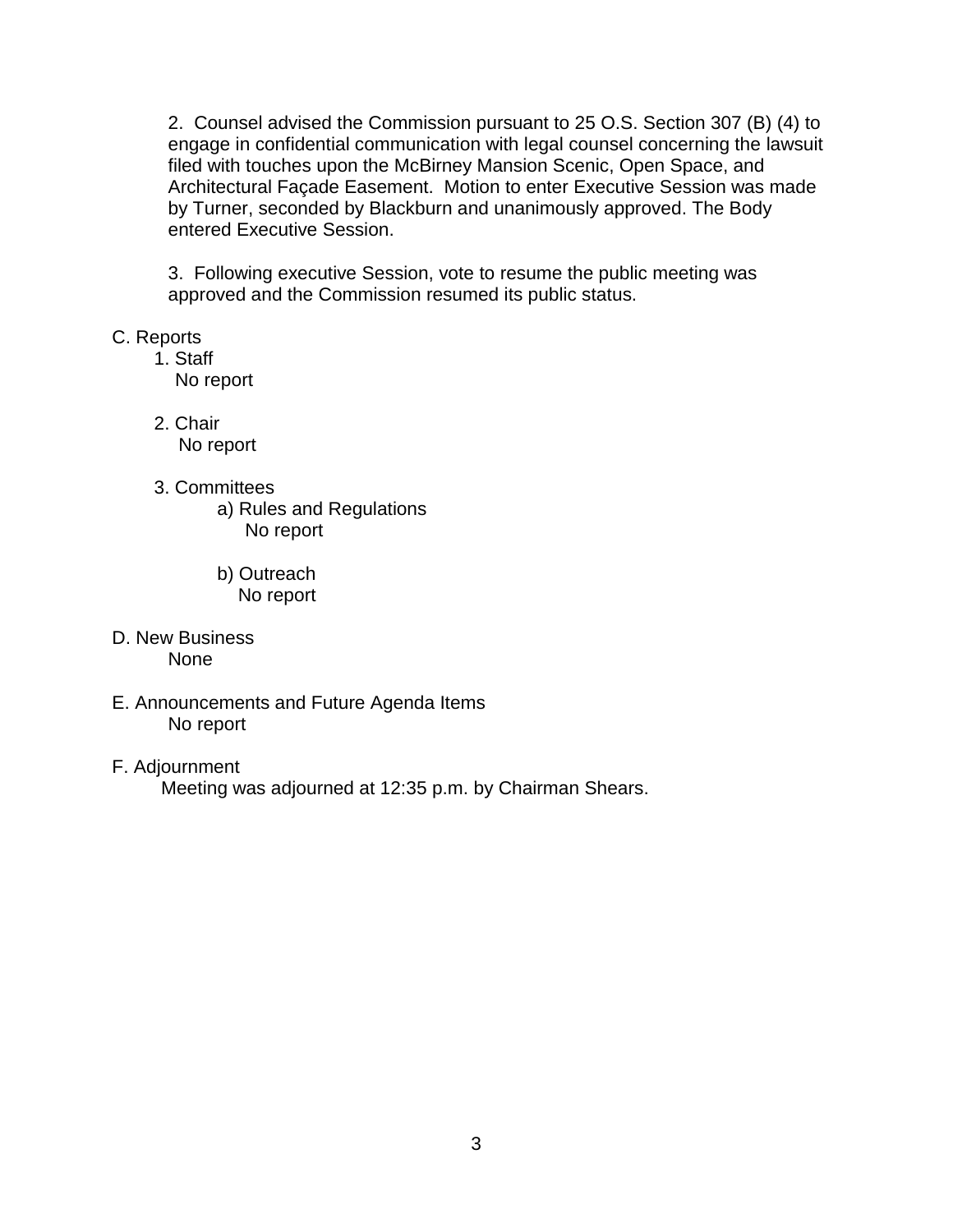2. Counsel advised the Commission pursuant to 25 O.S. Section 307 (B) (4) to engage in confidential communication with legal counsel concerning the lawsuit filed with touches upon the McBirney Mansion Scenic, Open Space, and Architectural Façade Easement. Motion to enter Executive Session was made by Turner, seconded by Blackburn and unanimously approved. The Body entered Executive Session.

3. Following executive Session, vote to resume the public meeting was approved and the Commission resumed its public status.

C. Reports

1. Staff
   No report

2. Chair
   No report

3. Committees
   a) Rules and Regulations
      No report

   b) Outreach
      No report

D. New Business
   None

E. Announcements and Future Agenda Items
   No report

F. Adjournment
   Meeting was adjourned at 12:35 p.m. by Chairman Shears.